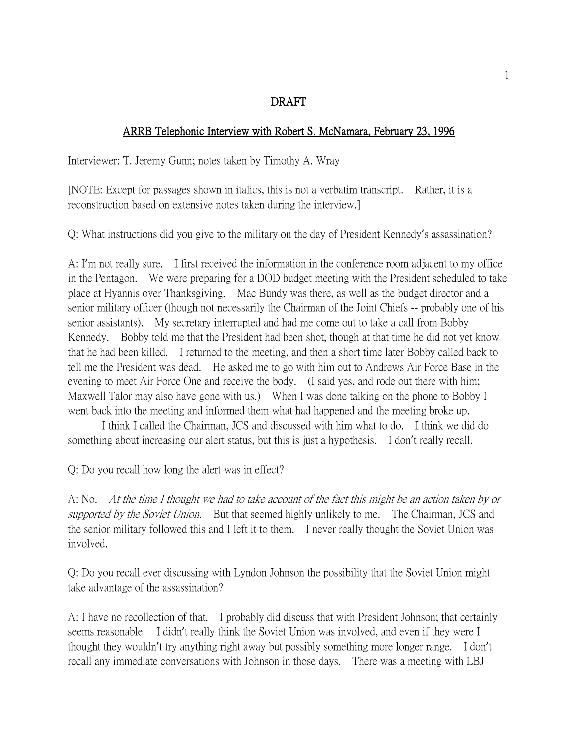**DRAFT**

**ARRB Telephonic Interview with Robert S. McNamara, February 23, 1996**

Interviewer: T. Jeremy Gunn; notes taken by Timothy A. Wray

[NOTE: Except for passages shown in italics, this is not a verbatim transcript. Rather, it is a reconstruction based on extensive notes taken during the interview.]

Q: What instructions did you give to the military on the day of President Kennedy's assassination?

A: I'm not really sure. I first received the information in the conference room adjacent to my office in the Pentagon. We were preparing for a DOD budget meeting with the President scheduled to take place at Hyannis over Thanksgiving. Mac Bundy was there, as well as the budget director and a senior military officer (though not necessarily the Chairman of the Joint Chiefs -- probably one of his senior assistants). My secretary interrupted and had me come out to take a call from Bobby Kennedy. Bobby told me that the President had been shot, though at that time he did not yet know that he had been killed. I returned to the meeting, and then a short time later Bobby called back to tell me the President was dead. He asked me to go with him out to Andrews Air Force Base in the evening to meet Air Force One and receive the body. (I said yes, and rode out there with him; Maxwell Talor may also have gone with us.) When I was done talking on the phone to Bobby I went back into the meeting and informed them what had happened and the meeting broke up.

I <u>think</u> I called the Chairman, JCS and discussed with him what to do. I think we did do something about increasing our alert status, but this is just a hypothesis. I don't really recall.

Q: Do you recall how long the alert was in effect?

A: No. *At the time I thought we had to take account of the fact this might be an action taken by or supported by the Soviet Union.* But that seemed highly unlikely to me. The Chairman, JCS and the senior military followed this and I left it to them. I never really thought the Soviet Union was involved.

Q: Do you recall ever discussing with Lyndon Johnson the possibility that the Soviet Union might take advantage of the assassination?

A: I have no recollection of that. I probably did discuss that with President Johnson; that certainly seems reasonable. I didn't really think the Soviet Union was involved, and even if they were I thought they wouldn't try anything right away but possibly something more longer range. I don't recall any immediate conversations with Johnson in those days. There <u>was</u> a meeting with LBJ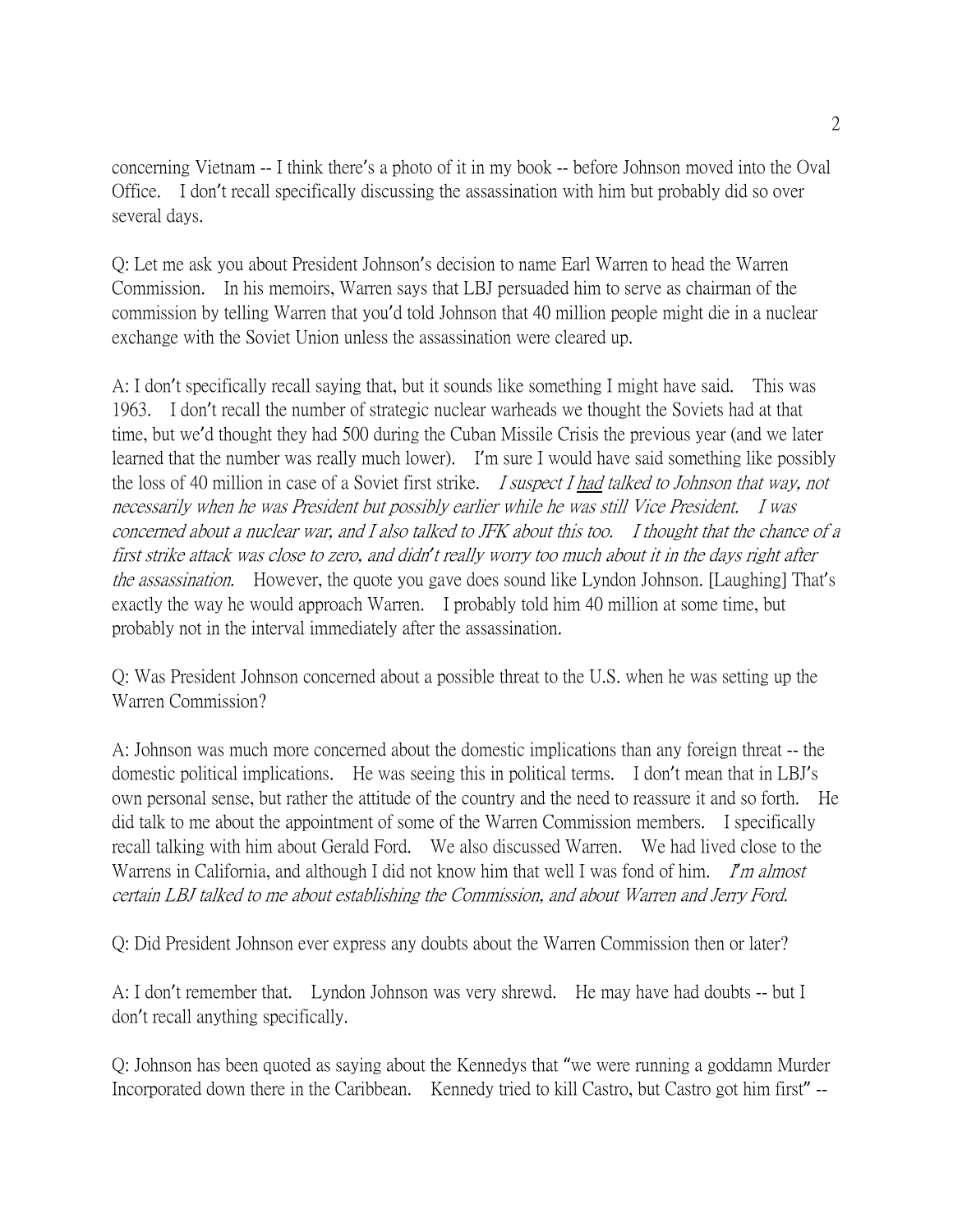concerning Vietnam -- I think there's a photo of it in my book -- before Johnson moved into the Oval Office. I don't recall specifically discussing the assassination with him but probably did so over several days.

Q: Let me ask you about President Johnson's decision to name Earl Warren to head the Warren Commission. In his memoirs, Warren says that LBJ persuaded him to serve as chairman of the commission by telling Warren that you'd told Johnson that 40 million people might die in a nuclear exchange with the Soviet Union unless the assassination were cleared up.

A: I don't specifically recall saying that, but it sounds like something I might have said. This was 1963. I don't recall the number of strategic nuclear warheads we thought the Soviets had at that time, but we'd thought they had 500 during the Cuban Missile Crisis the previous year (and we later learned that the number was really much lower). I'm sure I would have said something like possibly the loss of 40 million in case of a Soviet first strike. *I suspect I <u>had</u> talked to Johnson that way, not necessarily when he was President but possibly earlier while he was still Vice President. I was concerned about a nuclear war, and I also talked to JFK about this too. I thought that the chance of a first strike attack was close to zero, and didn't really worry too much about it in the days right after the assassination.* However, the quote you gave does sound like Lyndon Johnson. [Laughing] That's exactly the way he would approach Warren. I probably told him 40 million at some time, but probably not in the interval immediately after the assassination.

Q: Was President Johnson concerned about a possible threat to the U.S. when he was setting up the Warren Commission?

A: Johnson was much more concerned about the domestic implications than any foreign threat -- the domestic political implications. He was seeing this in political terms. I don't mean that in LBJ's own personal sense, but rather the attitude of the country and the need to reassure it and so forth. He did talk to me about the appointment of some of the Warren Commission members. I specifically recall talking with him about Gerald Ford. We also discussed Warren. We had lived close to the Warrens in California, and although I did not know him that well I was fond of him. *I'm almost certain LBJ talked to me about establishing the Commission, and about Warren and Jerry Ford.*

Q: Did President Johnson ever express any doubts about the Warren Commission then or later?

A: I don't remember that. Lyndon Johnson was very shrewd. He may have had doubts -- but I don't recall anything specifically.

Q: Johnson has been quoted as saying about the Kennedys that "we were running a goddamn Murder Incorporated down there in the Caribbean. Kennedy tried to kill Castro, but Castro got him first" --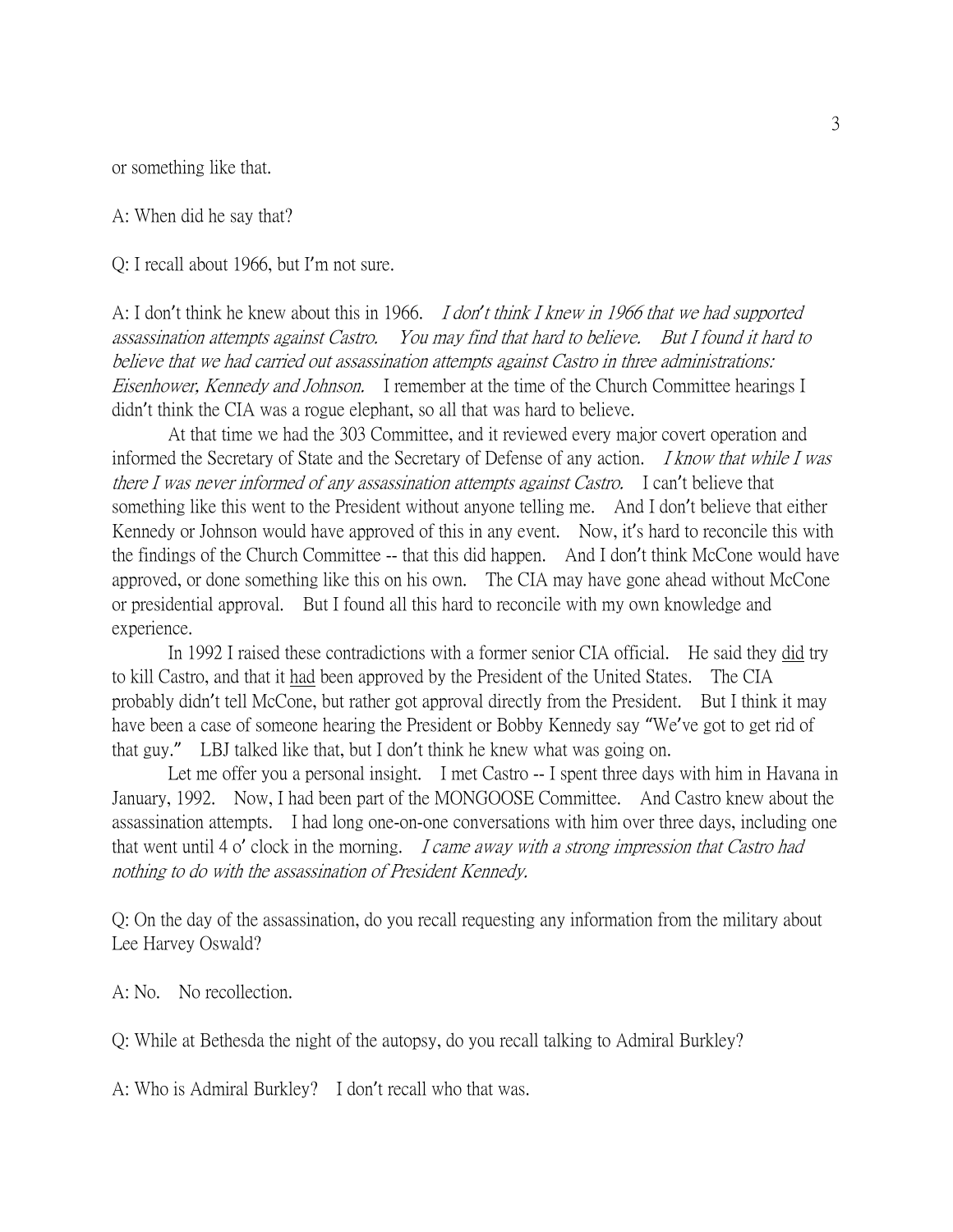or something like that.

A: When did he say that?

Q: I recall about 1966, but I'm not sure.

A: I don't think he knew about this in 1966. *I don't think I knew in 1966 that we had supported assassination attempts against Castro. You may find that hard to believe. But I found it hard to believe that we had carried out assassination attempts against Castro in three administrations: Eisenhower, Kennedy and Johnson.* I remember at the time of the Church Committee hearings I didn't think the CIA was a rogue elephant, so all that was hard to believe.

At that time we had the 303 Committee, and it reviewed every major covert operation and informed the Secretary of State and the Secretary of Defense of any action. *I know that while I was there I was never informed of any assassination attempts against Castro.* I can't believe that something like this went to the President without anyone telling me. And I don't believe that either Kennedy or Johnson would have approved of this in any event. Now, it's hard to reconcile this with the findings of the Church Committee -- that this did happen. And I don't think McCone would have approved, or done something like this on his own. The CIA may have gone ahead without McCone or presidential approval. But I found all this hard to reconcile with my own knowledge and experience.

In 1992 I raised these contradictions with a former senior CIA official. He said they <u>did</u> try to kill Castro, and that it <u>had</u> been approved by the President of the United States. The CIA probably didn't tell McCone, but rather got approval directly from the President. But I think it may have been a case of someone hearing the President or Bobby Kennedy say "We've got to get rid of that guy." LBJ talked like that, but I don't think he knew what was going on.

Let me offer you a personal insight. I met Castro -- I spent three days with him in Havana in January, 1992. Now, I had been part of the MONGOOSE Committee. And Castro knew about the assassination attempts. I had long one-on-one conversations with him over three days, including one that went until 4 o' clock in the morning. *I came away with a strong impression that Castro had nothing to do with the assassination of President Kennedy.*

Q: On the day of the assassination, do you recall requesting any information from the military about Lee Harvey Oswald?

A: No. No recollection.

Q: While at Bethesda the night of the autopsy, do you recall talking to Admiral Burkley?

A: Who is Admiral Burkley? I don't recall who that was.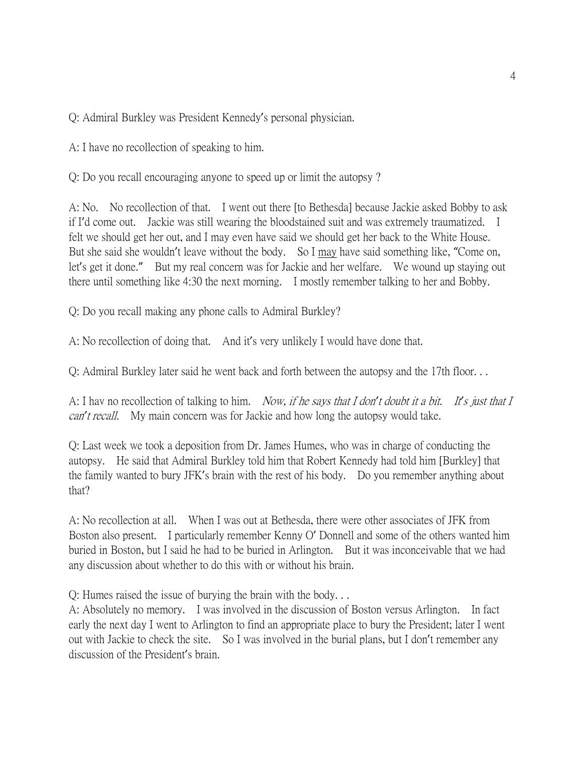Q: Admiral Burkley was President Kennedy's personal physician.

A: I have no recollection of speaking to him.

Q: Do you recall encouraging anyone to speed up or limit the autopsy ?

A: No. No recollection of that. I went out there [to Bethesda] because Jackie asked Bobby to ask if I'd come out. Jackie was still wearing the bloodstained suit and was extremely traumatized. I felt we should get her out, and I may even have said we should get her back to the White House. But she said she wouldn't leave without the body. So I <u>may</u> have said something like, "Come on, let's get it done." But my real concern was for Jackie and her welfare. We wound up staying out there until something like 4:30 the next morning. I mostly remember talking to her and Bobby.

Q: Do you recall making any phone calls to Admiral Burkley?

A: No recollection of doing that. And it's very unlikely I would have done that.

Q: Admiral Burkley later said he went back and forth between the autopsy and the 17th floor. . .

A: I hav no recollection of talking to him. *Now, if he says that I don't doubt it a bit. It's just that I can't recall.* My main concern was for Jackie and how long the autopsy would take.

Q: Last week we took a deposition from Dr. James Humes, who was in charge of conducting the autopsy. He said that Admiral Burkley told him that Robert Kennedy had told him [Burkley] that the family wanted to bury JFK's brain with the rest of his body. Do you remember anything about that?

A: No recollection at all. When I was out at Bethesda, there were other associates of JFK from Boston also present. I particularly remember Kenny O' Donnell and some of the others wanted him buried in Boston, but I said he had to be buried in Arlington. But it was inconceivable that we had any discussion about whether to do this with or without his brain.

Q: Humes raised the issue of burying the brain with the body. . .

A: Absolutely no memory. I was involved in the discussion of Boston versus Arlington. In fact early the next day I went to Arlington to find an appropriate place to bury the President; later I went out with Jackie to check the site. So I was involved in the burial plans, but I don't remember any discussion of the President's brain.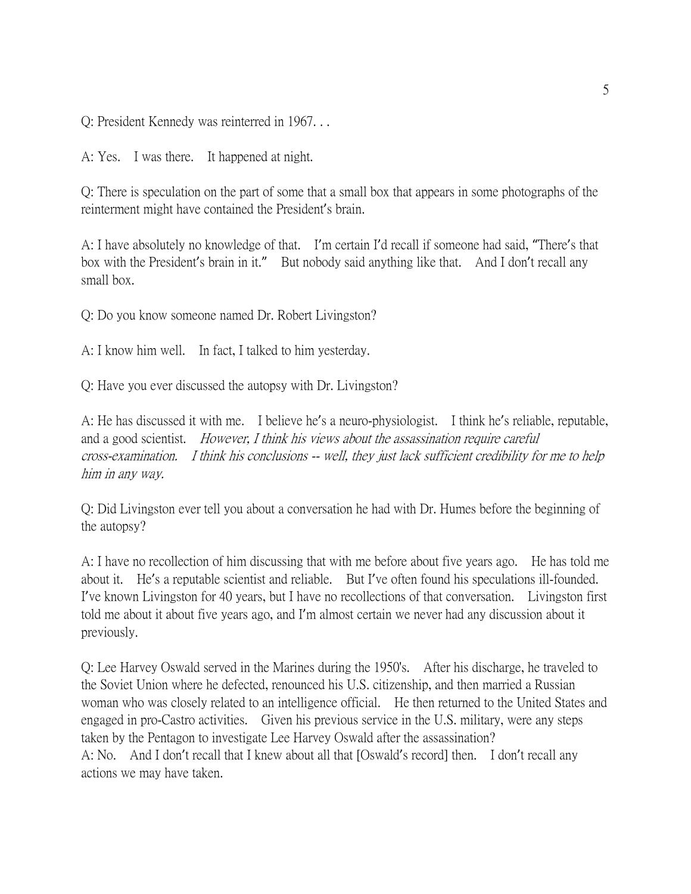Q: President Kennedy was reinterred in 1967. . .

A: Yes. I was there. It happened at night.

Q: There is speculation on the part of some that a small box that appears in some photographs of the reinterment might have contained the President's brain.

A: I have absolutely no knowledge of that. I'm certain I'd recall if someone had said, "There's that box with the President's brain in it." But nobody said anything like that. And I don't recall any small box.

Q: Do you know someone named Dr. Robert Livingston?

A: I know him well. In fact, I talked to him yesterday.

Q: Have you ever discussed the autopsy with Dr. Livingston?

A: He has discussed it with me. I believe he's a neuro-physiologist. I think he's reliable, reputable, and a good scientist. *However, I think his views about the assassination require careful cross-examination. I think his conclusions -- well, they just lack sufficient credibility for me to help him in any way.*

Q: Did Livingston ever tell you about a conversation he had with Dr. Humes before the beginning of the autopsy?

A: I have no recollection of him discussing that with me before about five years ago. He has told me about it. He's a reputable scientist and reliable. But I've often found his speculations ill-founded. I've known Livingston for 40 years, but I have no recollections of that conversation. Livingston first told me about it about five years ago, and I'm almost certain we never had any discussion about it previously.

Q: Lee Harvey Oswald served in the Marines during the 1950's. After his discharge, he traveled to the Soviet Union where he defected, renounced his U.S. citizenship, and then married a Russian woman who was closely related to an intelligence official. He then returned to the United States and engaged in pro-Castro activities. Given his previous service in the U.S. military, were any steps taken by the Pentagon to investigate Lee Harvey Oswald after the assassination?

A: No. And I don't recall that I knew about all that [Oswald's record] then. I don't recall any actions we may have taken.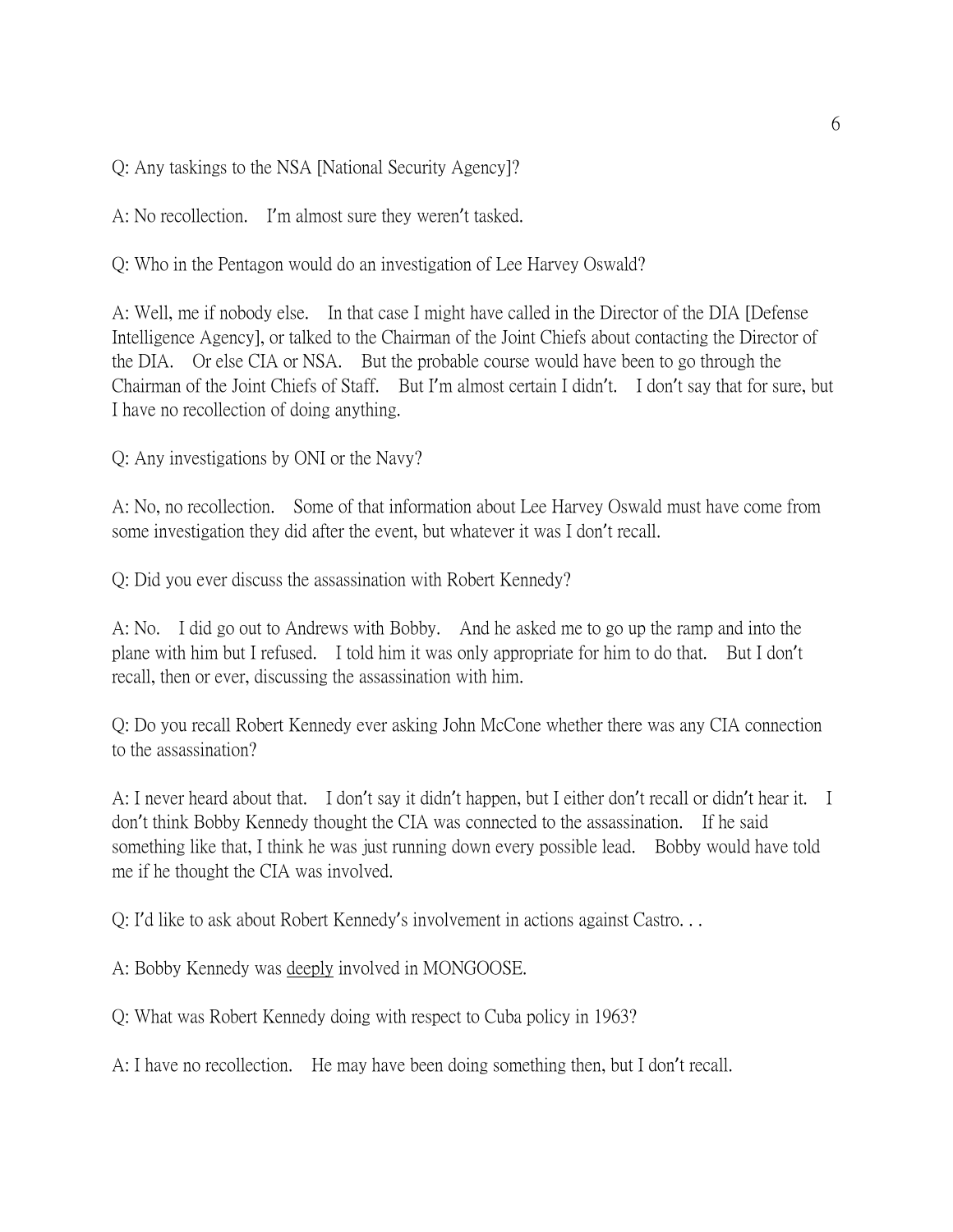Q: Any taskings to the NSA [National Security Agency]?

A: No recollection. I'm almost sure they weren't tasked.

Q: Who in the Pentagon would do an investigation of Lee Harvey Oswald?

A: Well, me if nobody else. In that case I might have called in the Director of the DIA [Defense Intelligence Agency], or talked to the Chairman of the Joint Chiefs about contacting the Director of the DIA. Or else CIA or NSA. But the probable course would have been to go through the Chairman of the Joint Chiefs of Staff. But I'm almost certain I didn't. I don't say that for sure, but I have no recollection of doing anything.

Q: Any investigations by ONI or the Navy?

A: No, no recollection. Some of that information about Lee Harvey Oswald must have come from some investigation they did after the event, but whatever it was I don't recall.

Q: Did you ever discuss the assassination with Robert Kennedy?

A: No. I did go out to Andrews with Bobby. And he asked me to go up the ramp and into the plane with him but I refused. I told him it was only appropriate for him to do that. But I don't recall, then or ever, discussing the assassination with him.

Q: Do you recall Robert Kennedy ever asking John McCone whether there was any CIA connection to the assassination?

A: I never heard about that. I don't say it didn't happen, but I either don't recall or didn't hear it. I don't think Bobby Kennedy thought the CIA was connected to the assassination. If he said something like that, I think he was just running down every possible lead. Bobby would have told me if he thought the CIA was involved.

Q: I'd like to ask about Robert Kennedy's involvement in actions against Castro. . .

A: Bobby Kennedy was <u>deeply</u> involved in MONGOOSE.

Q: What was Robert Kennedy doing with respect to Cuba policy in 1963?

A: I have no recollection. He may have been doing something then, but I don't recall.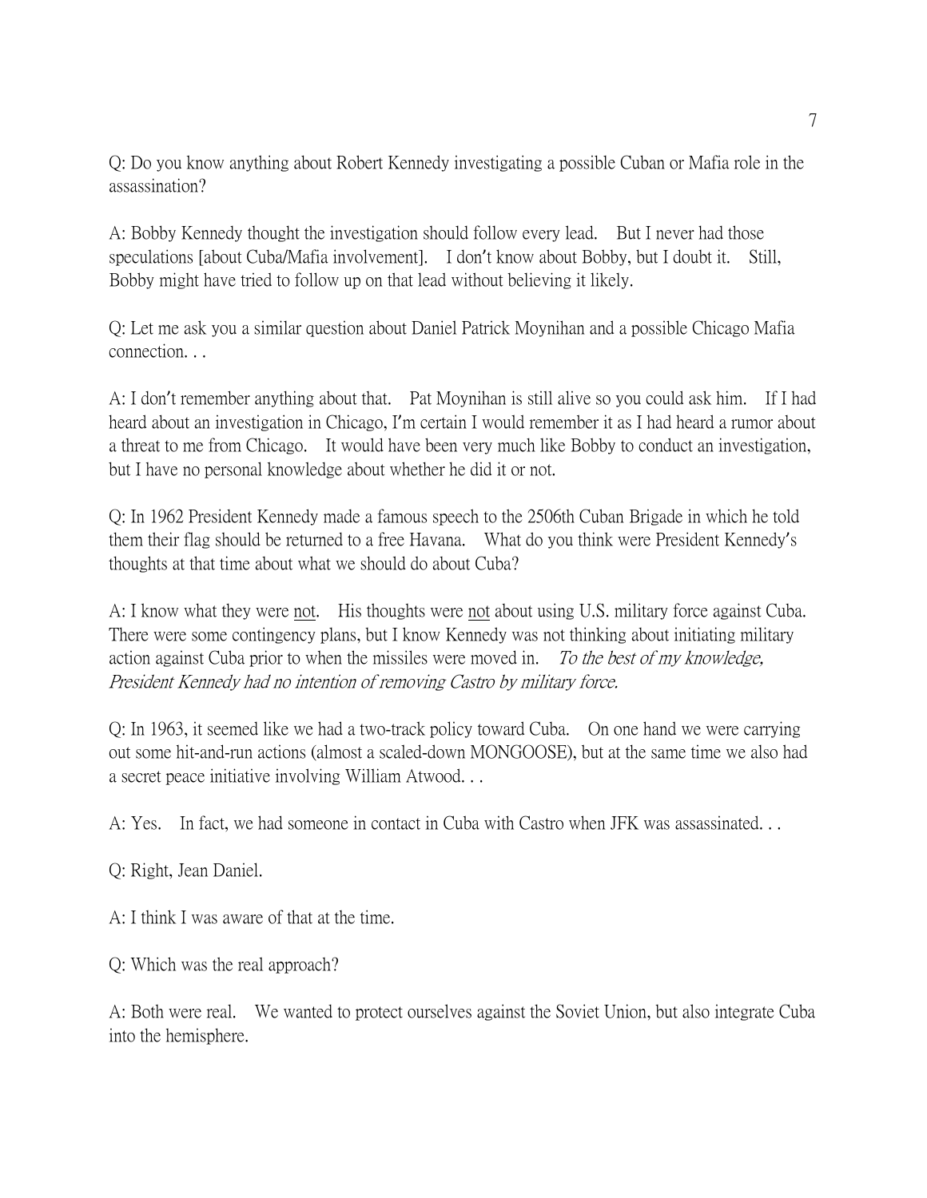Q: Do you know anything about Robert Kennedy investigating a possible Cuban or Mafia role in the assassination?

A: Bobby Kennedy thought the investigation should follow every lead. But I never had those speculations [about Cuba/Mafia involvement]. I don't know about Bobby, but I doubt it. Still, Bobby might have tried to follow up on that lead without believing it likely.

Q: Let me ask you a similar question about Daniel Patrick Moynihan and a possible Chicago Mafia connection. . .

A: I don't remember anything about that. Pat Moynihan is still alive so you could ask him. If I had heard about an investigation in Chicago, I'm certain I would remember it as I had heard a rumor about a threat to me from Chicago. It would have been very much like Bobby to conduct an investigation, but I have no personal knowledge about whether he did it or not.

Q: In 1962 President Kennedy made a famous speech to the 2506th Cuban Brigade in which he told them their flag should be returned to a free Havana. What do you think were President Kennedy's thoughts at that time about what we should do about Cuba?

A: I know what they were <u>not</u>. His thoughts were <u>not</u> about using U.S. military force against Cuba. There were some contingency plans, but I know Kennedy was not thinking about initiating military action against Cuba prior to when the missiles were moved in. *To the best of my knowledge, President Kennedy had no intention of removing Castro by military force.*

Q: In 1963, it seemed like we had a two-track policy toward Cuba. On one hand we were carrying out some hit-and-run actions (almost a scaled-down MONGOOSE), but at the same time we also had a secret peace initiative involving William Atwood. . .

A: Yes. In fact, we had someone in contact in Cuba with Castro when JFK was assassinated. . .

Q: Right, Jean Daniel.

A: I think I was aware of that at the time.

Q: Which was the real approach?

A: Both were real. We wanted to protect ourselves against the Soviet Union, but also integrate Cuba into the hemisphere.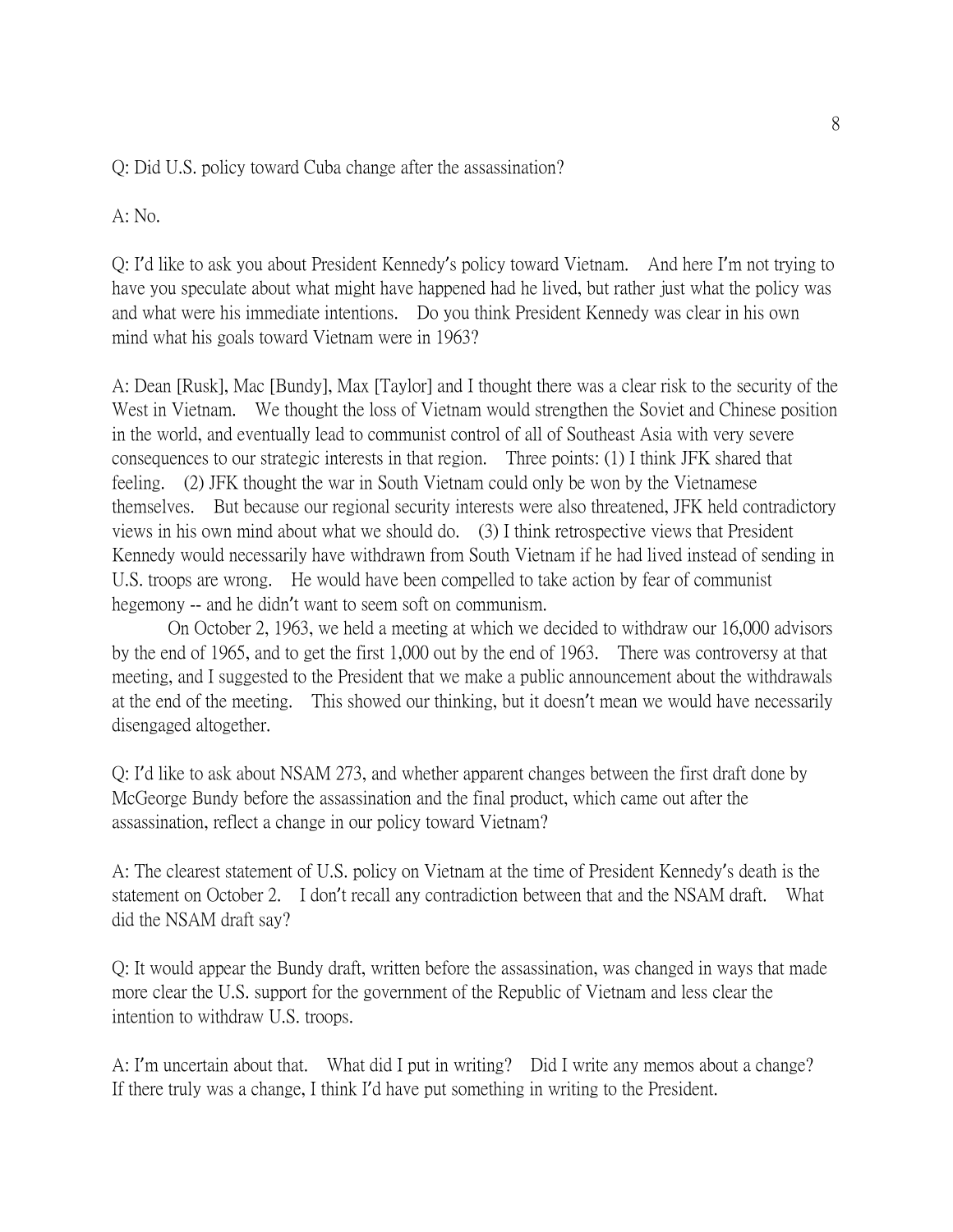Q: Did U.S. policy toward Cuba change after the assassination?

A: No.

Q: I'd like to ask you about President Kennedy's policy toward Vietnam. And here I'm not trying to have you speculate about what might have happened had he lived, but rather just what the policy was and what were his immediate intentions. Do you think President Kennedy was clear in his own mind what his goals toward Vietnam were in 1963?

A: Dean [Rusk], Mac [Bundy], Max [Taylor] and I thought there was a clear risk to the security of the West in Vietnam. We thought the loss of Vietnam would strengthen the Soviet and Chinese position in the world, and eventually lead to communist control of all of Southeast Asia with very severe consequences to our strategic interests in that region. Three points: (1) I think JFK shared that feeling. (2) JFK thought the war in South Vietnam could only be won by the Vietnamese themselves. But because our regional security interests were also threatened, JFK held contradictory views in his own mind about what we should do. (3) I think retrospective views that President Kennedy would necessarily have withdrawn from South Vietnam if he had lived instead of sending in U.S. troops are wrong. He would have been compelled to take action by fear of communist hegemony -- and he didn't want to seem soft on communism.

On October 2, 1963, we held a meeting at which we decided to withdraw our 16,000 advisors by the end of 1965, and to get the first 1,000 out by the end of 1963. There was controversy at that meeting, and I suggested to the President that we make a public announcement about the withdrawals at the end of the meeting. This showed our thinking, but it doesn't mean we would have necessarily disengaged altogether.

Q: I'd like to ask about NSAM 273, and whether apparent changes between the first draft done by McGeorge Bundy before the assassination and the final product, which came out after the assassination, reflect a change in our policy toward Vietnam?

A: The clearest statement of U.S. policy on Vietnam at the time of President Kennedy's death is the statement on October 2. I don't recall any contradiction between that and the NSAM draft. What did the NSAM draft say?

Q: It would appear the Bundy draft, written before the assassination, was changed in ways that made more clear the U.S. support for the government of the Republic of Vietnam and less clear the intention to withdraw U.S. troops.

A: I'm uncertain about that. What did I put in writing? Did I write any memos about a change? If there truly was a change, I think I'd have put something in writing to the President.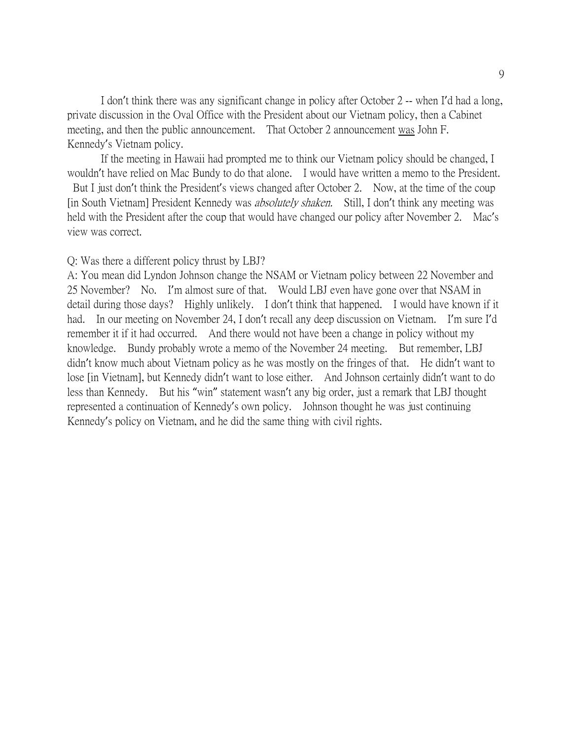I don't think there was any significant change in policy after October 2 -- when I'd had a long, private discussion in the Oval Office with the President about our Vietnam policy, then a Cabinet meeting, and then the public announcement. That October 2 announcement <u>was</u> John F. Kennedy's Vietnam policy.

If the meeting in Hawaii had prompted me to think our Vietnam policy should be changed, I wouldn't have relied on Mac Bundy to do that alone. I would have written a memo to the President. But I just don't think the President's views changed after October 2. Now, at the time of the coup [in South Vietnam] President Kennedy was *absolutely shaken.* Still, I don't think any meeting was held with the President after the coup that would have changed our policy after November 2. Mac's view was correct.

Q: Was there a different policy thrust by LBJ?
A: You mean did Lyndon Johnson change the NSAM or Vietnam policy between 22 November and 25 November? No. I'm almost sure of that. Would LBJ even have gone over that NSAM in detail during those days? Highly unlikely. I don't think that happened. I would have known if it had. In our meeting on November 24, I don't recall any deep discussion on Vietnam. I'm sure I'd remember it if it had occurred. And there would not have been a change in policy without my knowledge. Bundy probably wrote a memo of the November 24 meeting. But remember, LBJ didn't know much about Vietnam policy as he was mostly on the fringes of that. He didn't want to lose [in Vietnam], but Kennedy didn't want to lose either. And Johnson certainly didn't want to do less than Kennedy. But his "win" statement wasn't any big order, just a remark that LBJ thought represented a continuation of Kennedy's own policy. Johnson thought he was just continuing Kennedy's policy on Vietnam, and he did the same thing with civil rights.